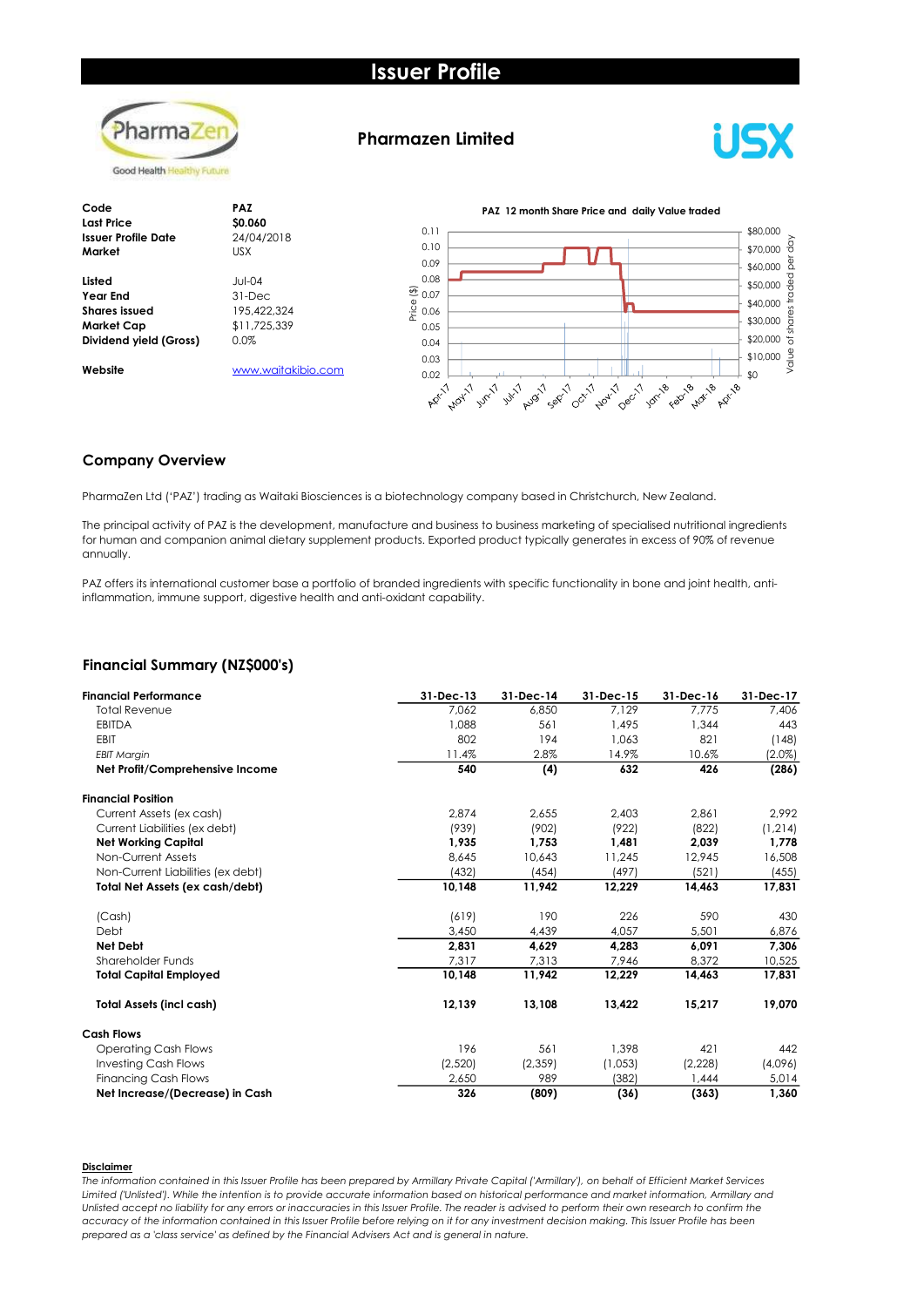# Issuer Profile

PharmaZen
Good Health Healthy Future

## Pharmazen Limited

USX

| | |
|---|---|
| **Code** | **PAZ** |
| **Last Price** | **$0.060** |
| **Issuer Profile Date** | 24/04/2018 |
| **Market** | USX |
| **Listed** | Jul-04 |
| **Year End** | 31-Dec |
| **Shares issued** | 195,422,324 |
| **Market Cap** | $11,725,339 |
| **Dividend yield (Gross)** | 0.0% |
| **Website** | [www.waitakibio.com](http://www.waitakibio.com) |

**PAZ 12 month Share Price and daily Value traded**

Price ($): 0.11, 0.10, 0.09, 0.08, 0.07, 0.06, 0.05, 0.04, 0.03, 0.02

Value of shares traded per day: $80,000, $70,000, $60,000, $50,000, $40,000, $30,000, $20,000, $10,000, $0

Apr-17, May-17, Jun-17, Jul-17, Aug-17, Sep-17, Oct-17, Nov-17, Dec-17, Jan-18, Feb-18, Mar-18, Apr-18

## Company Overview

PharmaZen Ltd ('PAZ') trading as Waitaki Biosciences is a biotechnology company based in Christchurch, New Zealand.

The principal activity of PAZ is the development, manufacture and business to business marketing of specialised nutritional ingredients for human and companion animal dietary supplement products. Exported product typically generates in excess of 90% of revenue annually.

PAZ offers its international customer base a portfolio of branded ingredients with specific functionality in bone and joint health, anti-inflammation, immune support, digestive health and anti-oxidant capability.

## Financial Summary (NZ$000's)

| **Financial Performance** | **31-Dec-13** | **31-Dec-14** | **31-Dec-15** | **31-Dec-16** | **31-Dec-17** |
|---|---|---|---|---|---|
| Total Revenue | 7,062 | 6,850 | 7,129 | 7,775 | 7,406 |
| EBITDA | 1,088 | 561 | 1,495 | 1,344 | 443 |
| EBIT | 802 | 194 | 1,063 | 821 | (148) |
| *EBIT Margin* | 11.4% | 2.8% | 14.9% | 10.6% | (2.0%) |
| **Net Profit/Comprehensive Income** | **540** | **(4)** | **632** | **426** | **(286)** |
| **Financial Position** | | | | | |
| Current Assets (ex cash) | 2,874 | 2,655 | 2,403 | 2,861 | 2,992 |
| Current Liabilities (ex debt) | (939) | (902) | (922) | (822) | (1,214) |
| **Net Working Capital** | **1,935** | **1,753** | **1,481** | **2,039** | **1,778** |
| Non-Current Assets | 8,645 | 10,643 | 11,245 | 12,945 | 16,508 |
| Non-Current Liabilities (ex debt) | (432) | (454) | (497) | (521) | (455) |
| **Total Net Assets (ex cash/debt)** | **10,148** | **11,942** | **12,229** | **14,463** | **17,831** |
| (Cash) | (619) | 190 | 226 | 590 | 430 |
| Debt | 3,450 | 4,439 | 4,057 | 5,501 | 6,876 |
| **Net Debt** | **2,831** | **4,629** | **4,283** | **6,091** | **7,306** |
| Shareholder Funds | 7,317 | 7,313 | 7,946 | 8,372 | 10,525 |
| **Total Capital Employed** | **10,148** | **11,942** | **12,229** | **14,463** | **17,831** |
| **Total Assets (incl cash)** | **12,139** | **13,108** | **13,422** | **15,217** | **19,070** |
| **Cash Flows** | | | | | |
| Operating Cash Flows | 196 | 561 | 1,398 | 421 | 442 |
| Investing Cash Flows | (2,520) | (2,359) | (1,053) | (2,228) | (4,096) |
| Financing Cash Flows | 2,650 | 989 | (382) | 1,444 | 5,014 |
| **Net Increase/(Decrease) in Cash** | **326** | **(809)** | **(36)** | **(363)** | **1,360** |

**Disclaimer**

*The information contained in this Issuer Profile has been prepared by Armillary Private Capital ('Armillary'), on behalf of Efficient Market Services Limited ('Unlisted'). While the intention is to provide accurate information based on historical performance and market information, Armillary and Unlisted accept no liability for any errors or inaccuracies in this Issuer Profile. The reader is advised to perform their own research to confirm the accuracy of the information contained in this Issuer Profile before relying on it for any investment decision making. This Issuer Profile has been prepared as a 'class service' as defined by the Financial Advisers Act and is general in nature.*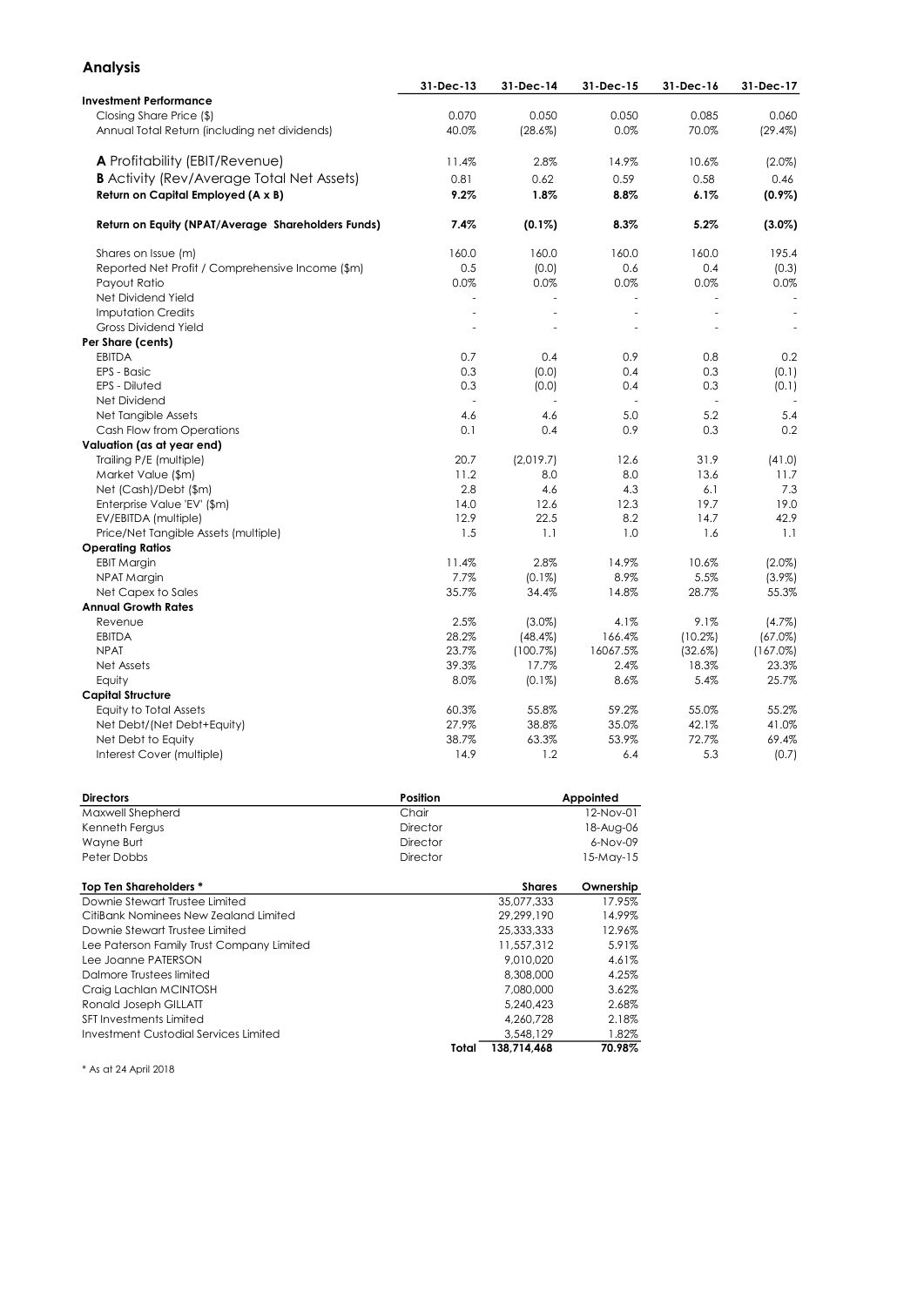## Analysis

| | 31-Dec-13 | 31-Dec-14 | 31-Dec-15 | 31-Dec-16 | 31-Dec-17 |
|---|---|---|---|---|---|
| **Investment Performance** | | | | | |
| Closing Share Price ($) | 0.070 | 0.050 | 0.050 | 0.085 | 0.060 |
| Annual Total Return (including net dividends) | 40.0% | (28.6%) | 0.0% | 70.0% | (29.4%) |
| **A** Profitability (EBIT/Revenue) | 11.4% | 2.8% | 14.9% | 10.6% | (2.0%) |
| **B** Activity (Rev/Average Total Net Assets) | 0.81 | 0.62 | 0.59 | 0.58 | 0.46 |
| **Return on Capital Employed (A x B)** | **9.2%** | **1.8%** | **8.8%** | **6.1%** | **(0.9%)** |
| **Return on Equity (NPAT/Average Shareholders Funds)** | **7.4%** | **(0.1%)** | **8.3%** | **5.2%** | **(3.0%)** |
| Shares on Issue (m) | 160.0 | 160.0 | 160.0 | 160.0 | 195.4 |
| Reported Net Profit / Comprehensive Income ($m) | 0.5 | (0.0) | 0.6 | 0.4 | (0.3) |
| Payout Ratio | 0.0% | 0.0% | 0.0% | 0.0% | 0.0% |
| Net Dividend Yield | - | - | - | - | - |
| Imputation Credits | - | - | - | - | - |
| Gross Dividend Yield | - | - | - | - | - |
| **Per Share (cents)** | | | | | |
| EBITDA | 0.7 | 0.4 | 0.9 | 0.8 | 0.2 |
| EPS - Basic | 0.3 | (0.0) | 0.4 | 0.3 | (0.1) |
| EPS - Diluted | 0.3 | (0.0) | 0.4 | 0.3 | (0.1) |
| Net Dividend | - | - | - | - | - |
| Net Tangible Assets | 4.6 | 4.6 | 5.0 | 5.2 | 5.4 |
| Cash Flow from Operations | 0.1 | 0.4 | 0.9 | 0.3 | 0.2 |
| **Valuation (as at year end)** | | | | | |
| Trailing P/E (multiple) | 20.7 | (2,019.7) | 12.6 | 31.9 | (41.0) |
| Market Value ($m) | 11.2 | 8.0 | 8.0 | 13.6 | 11.7 |
| Net (Cash)/Debt ($m) | 2.8 | 4.6 | 4.3 | 6.1 | 7.3 |
| Enterprise Value 'EV' ($m) | 14.0 | 12.6 | 12.3 | 19.7 | 19.0 |
| EV/EBITDA (multiple) | 12.9 | 22.5 | 8.2 | 14.7 | 42.9 |
| Price/Net Tangible Assets (multiple) | 1.5 | 1.1 | 1.0 | 1.6 | 1.1 |
| **Operating Ratios** | | | | | |
| EBIT Margin | 11.4% | 2.8% | 14.9% | 10.6% | (2.0%) |
| NPAT Margin | 7.7% | (0.1%) | 8.9% | 5.5% | (3.9%) |
| Net Capex to Sales | 35.7% | 34.4% | 14.8% | 28.7% | 55.3% |
| **Annual Growth Rates** | | | | | |
| Revenue | 2.5% | (3.0%) | 4.1% | 9.1% | (4.7%) |
| EBITDA | 28.2% | (48.4%) | 166.4% | (10.2%) | (67.0%) |
| NPAT | 23.7% | (100.7%) | 16067.5% | (32.6%) | (167.0%) |
| Net Assets | 39.3% | 17.7% | 2.4% | 18.3% | 23.3% |
| Equity | 8.0% | (0.1%) | 8.6% | 5.4% | 25.7% |
| **Capital Structure** | | | | | |
| Equity to Total Assets | 60.3% | 55.8% | 59.2% | 55.0% | 55.2% |
| Net Debt/(Net Debt+Equity) | 27.9% | 38.8% | 35.0% | 42.1% | 41.0% |
| Net Debt to Equity | 38.7% | 63.3% | 53.9% | 72.7% | 69.4% |
| Interest Cover (multiple) | 14.9 | 1.2 | 6.4 | 5.3 | (0.7) |

| Directors | Position | Appointed |
|---|---|---|
| Maxwell Shepherd | Chair | 12-Nov-01 |
| Kenneth Fergus | Director | 18-Aug-06 |
| Wayne Burt | Director | 6-Nov-09 |
| Peter Dobbs | Director | 15-May-15 |

| Top Ten Shareholders * | Shares | Ownership |
|---|---|---|
| Downie Stewart Trustee Limited | 35,077,333 | 17.95% |
| CitiBank Nominees New Zealand Limited | 29,299,190 | 14.99% |
| Downie Stewart Trustee Limited | 25,333,333 | 12.96% |
| Lee Paterson Family Trust Company Limited | 11,557,312 | 5.91% |
| Lee Joanne PATERSON | 9,010,020 | 4.61% |
| Dalmore Trustees limited | 8,308,000 | 4.25% |
| Craig Lachlan MCINTOSH | 7,080,000 | 3.62% |
| Ronald Joseph GILLATT | 5,240,423 | 2.68% |
| SFT Investments Limited | 4,260,728 | 2.18% |
| Investment Custodial Services Limited | 3,548,129 | 1.82% |
| Total | 138,714,468 | 70.98% |

* As at 24 April 2018